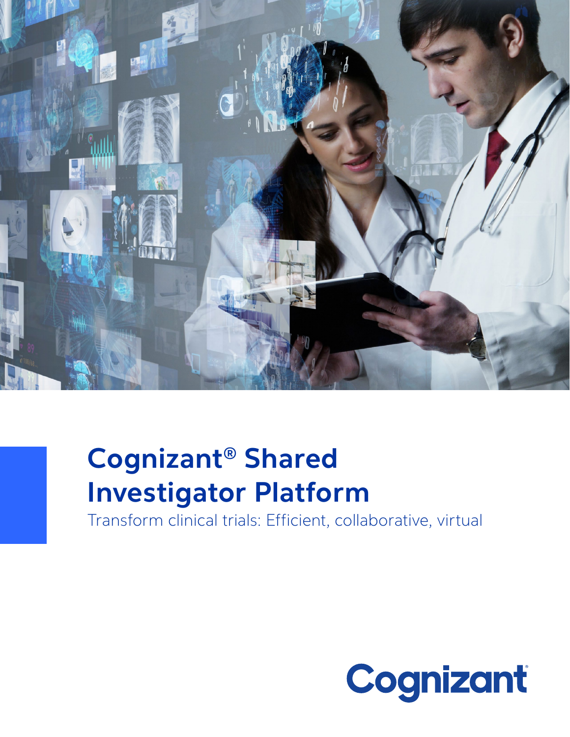# Cognizant® Shared Investigator Platform

Transform clinical trials: Efficient, collaborative, virtual

Cognizant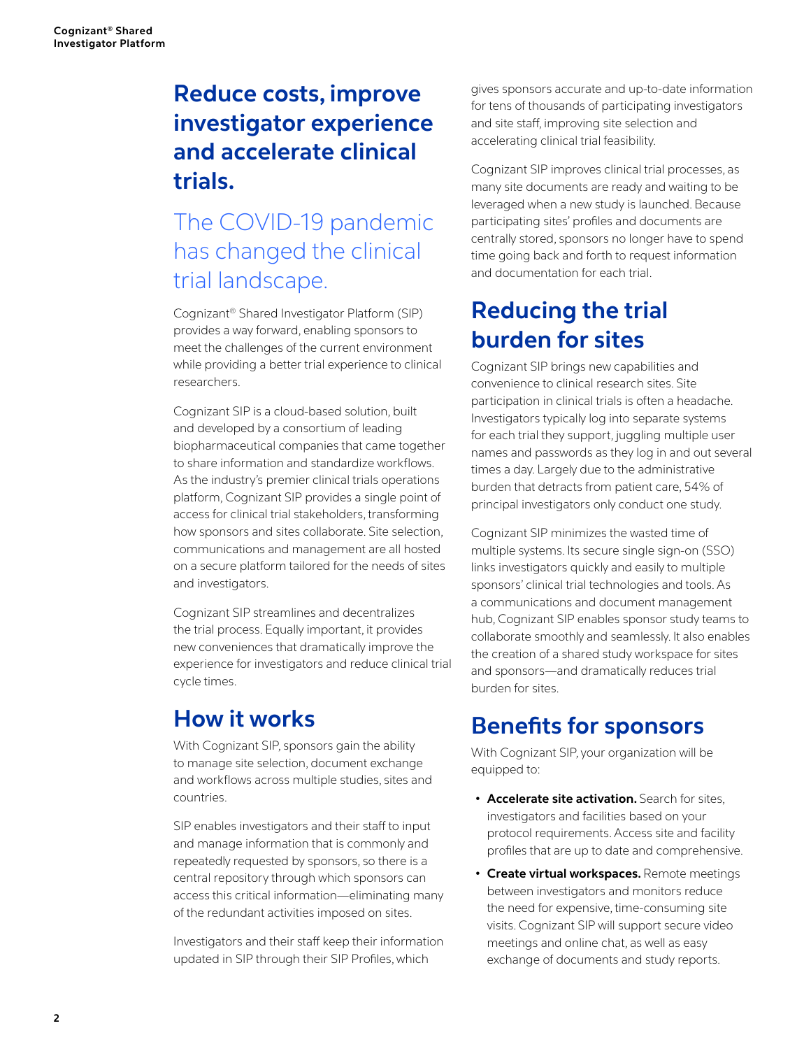# Reduce costs, improve investigator experience and accelerate clinical trials.

## The COVID-19 pandemic has changed the clinical trial landscape.

Cognizant® Shared Investigator Platform (SIP) provides a way forward, enabling sponsors to meet the challenges of the current environment while providing a better trial experience to clinical researchers.

Cognizant SIP is a cloud-based solution, built and developed by a consortium of leading biopharmaceutical companies that came together to share information and standardize workflows. As the industry's premier clinical trials operations platform, Cognizant SIP provides a single point of access for clinical trial stakeholders, transforming how sponsors and sites collaborate. Site selection, communications and management are all hosted on a secure platform tailored for the needs of sites and investigators.

Cognizant SIP streamlines and decentralizes the trial process. Equally important, it provides new conveniences that dramatically improve the experience for investigators and reduce clinical trial cycle times.

## How it works

With Cognizant SIP, sponsors gain the ability to manage site selection, document exchange and workflows across multiple studies, sites and countries.

SIP enables investigators and their staff to input and manage information that is commonly and repeatedly requested by sponsors, so there is a central repository through which sponsors can access this critical information—eliminating many of the redundant activities imposed on sites.

Investigators and their staff keep their information updated in SIP through their SIP Profiles, which gives sponsors accurate and up-to-date information for tens of thousands of participating investigators and site staff, improving site selection and accelerating clinical trial feasibility.

Cognizant SIP improves clinical trial processes, as many site documents are ready and waiting to be leveraged when a new study is launched. Because participating sites' profiles and documents are centrally stored, sponsors no longer have to spend time going back and forth to request information and documentation for each trial.

## Reducing the trial burden for sites

Cognizant SIP brings new capabilities and convenience to clinical research sites. Site participation in clinical trials is often a headache. Investigators typically log into separate systems for each trial they support, juggling multiple user names and passwords as they log in and out several times a day. Largely due to the administrative burden that detracts from patient care, 54% of principal investigators only conduct one study.

Cognizant SIP minimizes the wasted time of multiple systems. Its secure single sign-on (SSO) links investigators quickly and easily to multiple sponsors' clinical trial technologies and tools. As a communications and document management hub, Cognizant SIP enables sponsor study teams to collaborate smoothly and seamlessly. It also enables the creation of a shared study workspace for sites and sponsors—and dramatically reduces trial burden for sites.

## Benefits for sponsors

With Cognizant SIP, your organization will be equipped to:

- **Accelerate site activation.** Search for sites, investigators and facilities based on your protocol requirements. Access site and facility profiles that are up to date and comprehensive.
- **Create virtual workspaces.** Remote meetings between investigators and monitors reduce the need for expensive, time-consuming site visits. Cognizant SIP will support secure video meetings and online chat, as well as easy exchange of documents and study reports.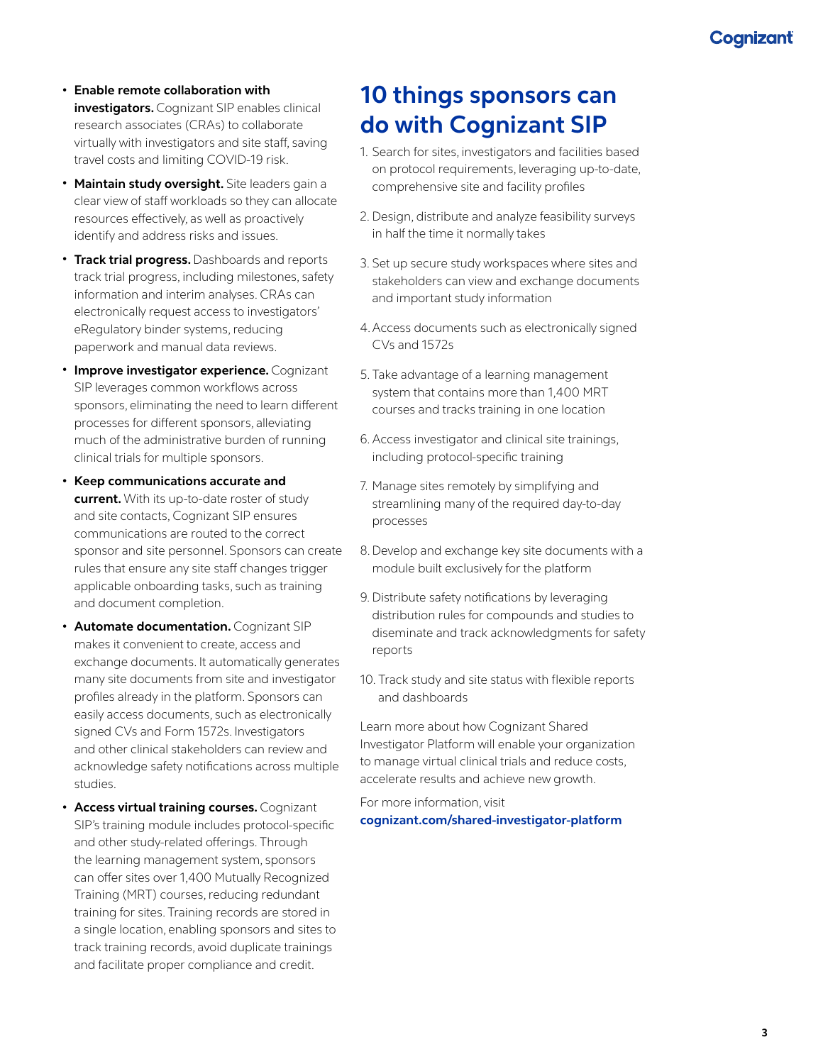- **Enable remote collaboration with investigators.** Cognizant SIP enables clinical research associates (CRAs) to collaborate virtually with investigators and site staff, saving travel costs and limiting COVID-19 risk.
- **Maintain study oversight.** Site leaders gain a clear view of staff workloads so they can allocate resources effectively, as well as proactively identify and address risks and issues.
- **Track trial progress.** Dashboards and reports track trial progress, including milestones, safety information and interim analyses. CRAs can electronically request access to investigators' eRegulatory binder systems, reducing paperwork and manual data reviews.
- **Improve investigator experience.** Cognizant SIP leverages common workflows across sponsors, eliminating the need to learn different processes for different sponsors, alleviating much of the administrative burden of running clinical trials for multiple sponsors.
- **Keep communications accurate and current.** With its up-to-date roster of study and site contacts, Cognizant SIP ensures communications are routed to the correct sponsor and site personnel. Sponsors can create rules that ensure any site staff changes trigger applicable onboarding tasks, such as training and document completion.
- **Automate documentation.** Cognizant SIP makes it convenient to create, access and exchange documents. It automatically generates many site documents from site and investigator profiles already in the platform. Sponsors can easily access documents, such as electronically signed CVs and Form 1572s. Investigators and other clinical stakeholders can review and acknowledge safety notifications across multiple studies.
- **Access virtual training courses.** Cognizant SIP's training module includes protocol-specific and other study-related offerings. Through the learning management system, sponsors can offer sites over 1,400 Mutually Recognized Training (MRT) courses, reducing redundant training for sites. Training records are stored in a single location, enabling sponsors and sites to track training records, avoid duplicate trainings and facilitate proper compliance and credit.

## 10 things sponsors can do with Cognizant SIP

1. Search for sites, investigators and facilities based on protocol requirements, leveraging up-to-date, comprehensive site and facility profiles
2. Design, distribute and analyze feasibility surveys in half the time it normally takes
3. Set up secure study workspaces where sites and stakeholders can view and exchange documents and important study information
4. Access documents such as electronically signed CVs and 1572s
5. Take advantage of a learning management system that contains more than 1,400 MRT courses and tracks training in one location
6. Access investigator and clinical site trainings, including protocol-specific training
7. Manage sites remotely by simplifying and streamlining many of the required day-to-day processes
8. Develop and exchange key site documents with a module built exclusively for the platform
9. Distribute safety notifications by leveraging distribution rules for compounds and studies to diseminate and track acknowledgments for safety reports
10. Track study and site status with flexible reports and dashboards

Learn more about how Cognizant Shared Investigator Platform will enable your organization to manage virtual clinical trials and reduce costs, accelerate results and achieve new growth.

For more information, visit **cognizant.com/shared-investigator-platform**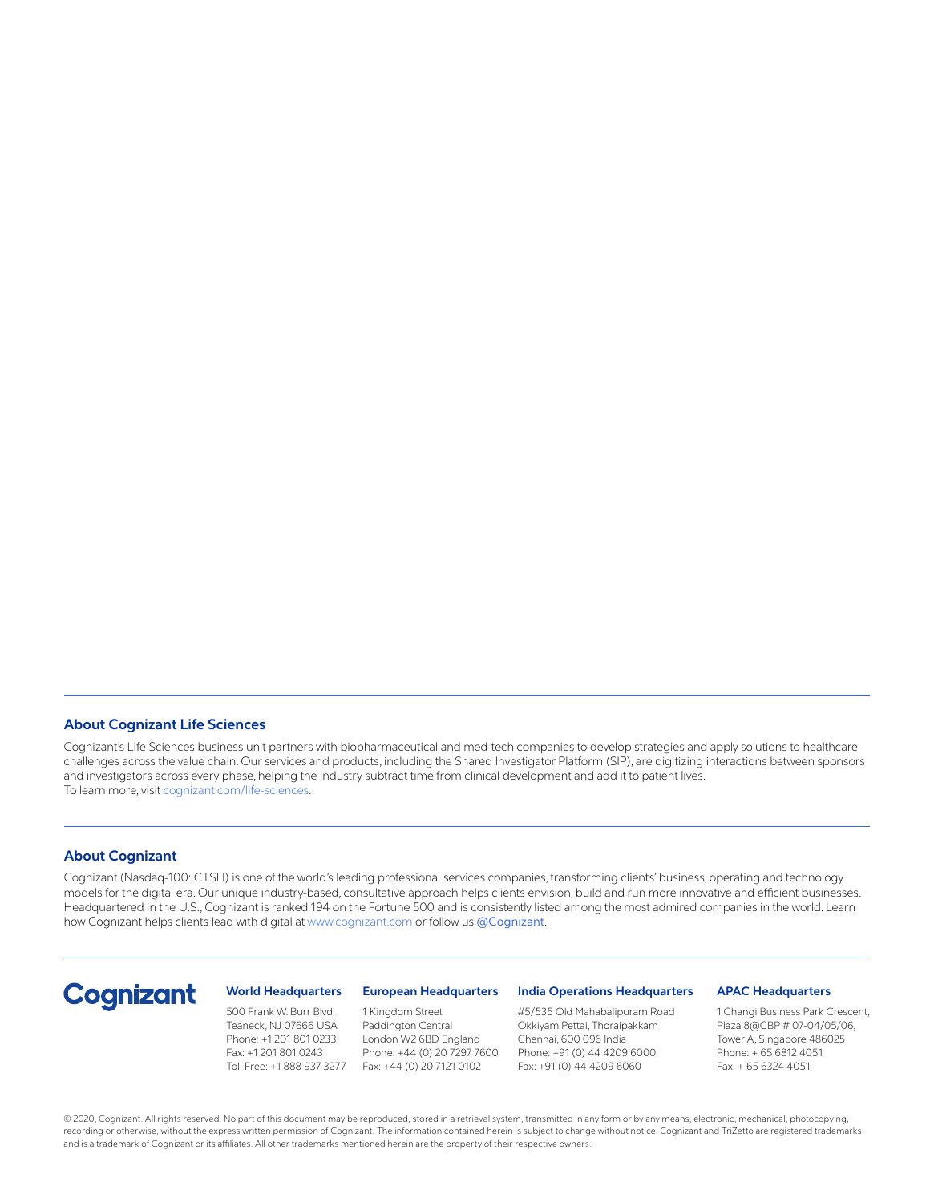## About Cognizant Life Sciences

Cognizant's Life Sciences business unit partners with biopharmaceutical and med-tech companies to develop strategies and apply solutions to healthcare challenges across the value chain. Our services and products, including the Shared Investigator Platform (SIP), are digitizing interactions between sponsors and investigators across every phase, helping the industry subtract time from clinical development and add it to patient lives. To learn more, visit cognizant.com/life-sciences.

## About Cognizant

Cognizant (Nasdaq-100: CTSH) is one of the world's leading professional services companies, transforming clients' business, operating and technology models for the digital era. Our unique industry-based, consultative approach helps clients envision, build and run more innovative and efficient businesses. Headquartered in the U.S., Cognizant is ranked 194 on the Fortune 500 and is consistently listed among the most admired companies in the world. Learn how Cognizant helps clients lead with digital at www.cognizant.com or follow us @Cognizant.

**Cognizant**

**World Headquarters**
500 Frank W. Burr Blvd.
Teaneck, NJ 07666 USA
Phone: +1 201 801 0233
Fax: +1 201 801 0243
Toll Free: +1 888 937 3277

**European Headquarters**
1 Kingdom Street
Paddington Central
London W2 6BD England
Phone: +44 (0) 20 7297 7600
Fax: +44 (0) 20 7121 0102

**India Operations Headquarters**
#5/535 Old Mahabalipuram Road
Okkiyam Pettai, Thoraipakkam
Chennai, 600 096 India
Phone: +91 (0) 44 4209 6000
Fax: +91 (0) 44 4209 6060

**APAC Headquarters**
1 Changi Business Park Crescent,
Plaza 8@CBP # 07-04/05/06,
Tower A, Singapore 486025
Phone: + 65 6812 4051
Fax: + 65 6324 4051

© 2020, Cognizant. All rights reserved. No part of this document may be reproduced, stored in a retrieval system, transmitted in any form or by any means, electronic, mechanical, photocopying, recording or otherwise, without the express written permission of Cognizant. The information contained herein is subject to change without notice. Cognizant and TriZetto are registered trademarks and is a trademark of Cognizant or its affiliates. All other trademarks mentioned herein are the property of their respective owners.